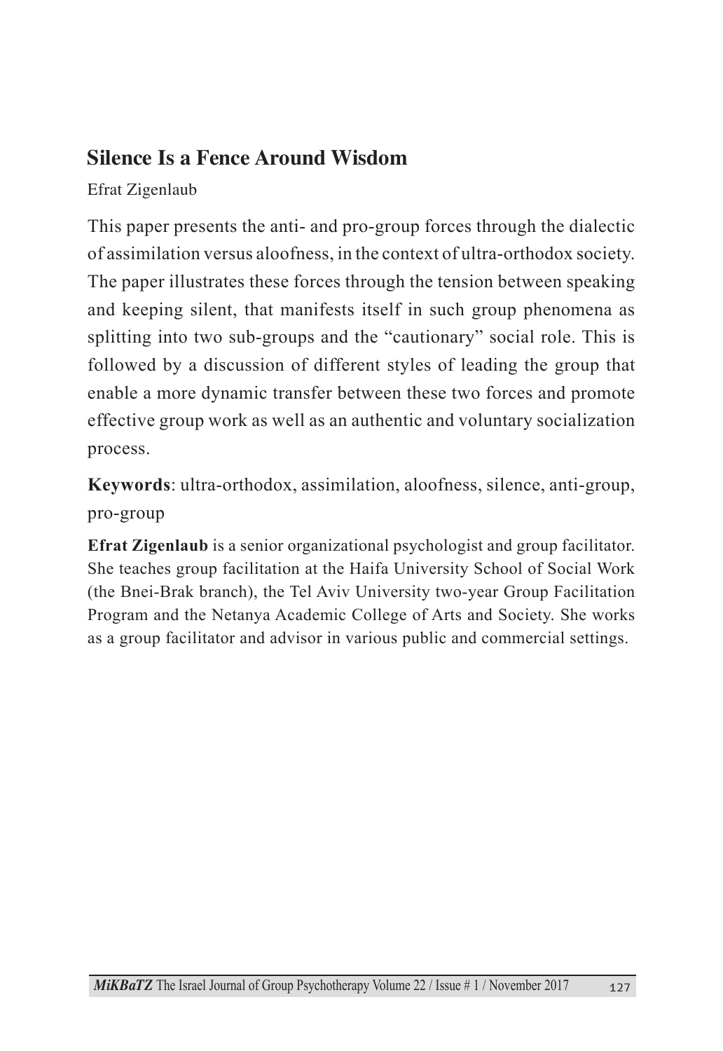## Silence Is a Fence Around Wisdom

Efrat Zigenlaub

This paper presents the anti- and pro-group forces through the dialectic of assimilation versus aloofness, in the context of ultra-orthodox society. The paper illustrates these forces through the tension between speaking and keeping silent, that manifests itself in such group phenomena as splitting into two sub-groups and the "cautionary" social role. This is followed by a discussion of different styles of leading the group that enable a more dynamic transfer between these two forces and promote effective group work as well as an authentic and voluntary socialization process.

**Keywords**: ultra-orthodox, assimilation, aloofness, silence, anti-group, pro-group

**Efrat Zigenlaub** is a senior organizational psychologist and group facilitator. She teaches group facilitation at the Haifa University School of Social Work (the Bnei-Brak branch), the Tel Aviv University two-year Group Facilitation Program and the Netanya Academic College of Arts and Society. She works as a group facilitator and advisor in various public and commercial settings.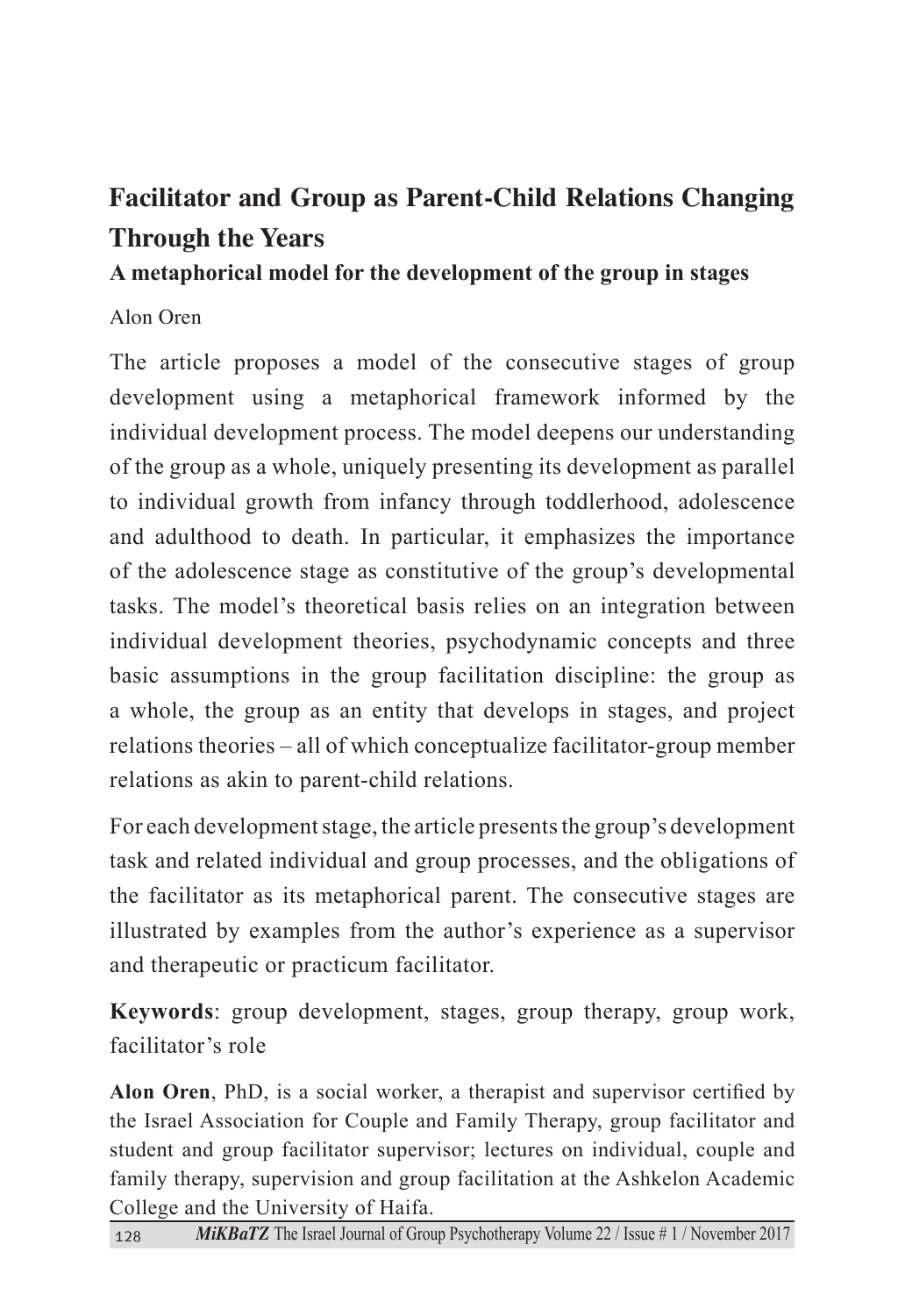# Facilitator and Group as Parent-Child Relations Changing Through the Years

### A metaphorical model for the development of the group in stages

Alon Oren

The article proposes a model of the consecutive stages of group development using a metaphorical framework informed by the individual development process. The model deepens our understanding of the group as a whole, uniquely presenting its development as parallel to individual growth from infancy through toddlerhood, adolescence and adulthood to death. In particular, it emphasizes the importance of the adolescence stage as constitutive of the group's developmental tasks. The model's theoretical basis relies on an integration between individual development theories, psychodynamic concepts and three basic assumptions in the group facilitation discipline: the group as a whole, the group as an entity that develops in stages, and project relations theories – all of which conceptualize facilitator-group member relations as akin to parent-child relations.

For each development stage, the article presents the group's development task and related individual and group processes, and the obligations of the facilitator as its metaphorical parent. The consecutive stages are illustrated by examples from the author's experience as a supervisor and therapeutic or practicum facilitator.

**Keywords**: group development, stages, group therapy, group work, facilitator's role

**Alon Oren**, PhD, is a social worker, a therapist and supervisor certified by the Israel Association for Couple and Family Therapy, group facilitator and student and group facilitator supervisor; lectures on individual, couple and family therapy, supervision and group facilitation at the Ashkelon Academic College and the University of Haifa.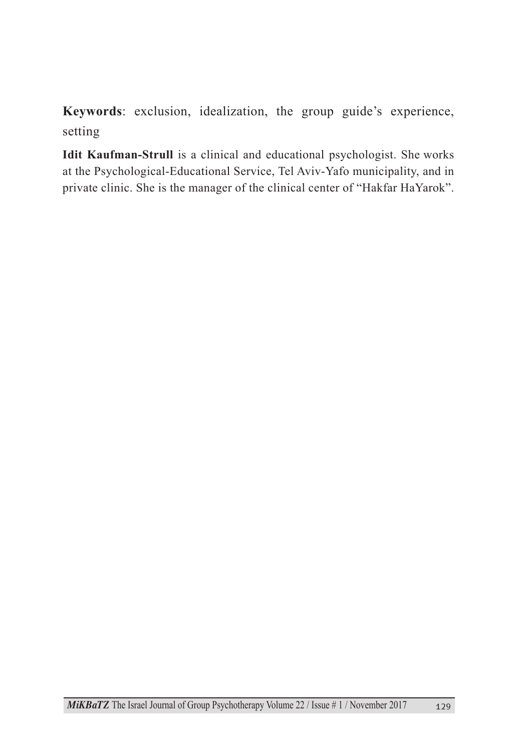**Keywords**: exclusion, idealization, the group guide's experience, setting

**Idit Kaufman-Strull** is a clinical and educational psychologist. She works at the Psychological-Educational Service, Tel Aviv-Yafo municipality, and in private clinic. She is the manager of the clinical center of "Hakfar HaYarok".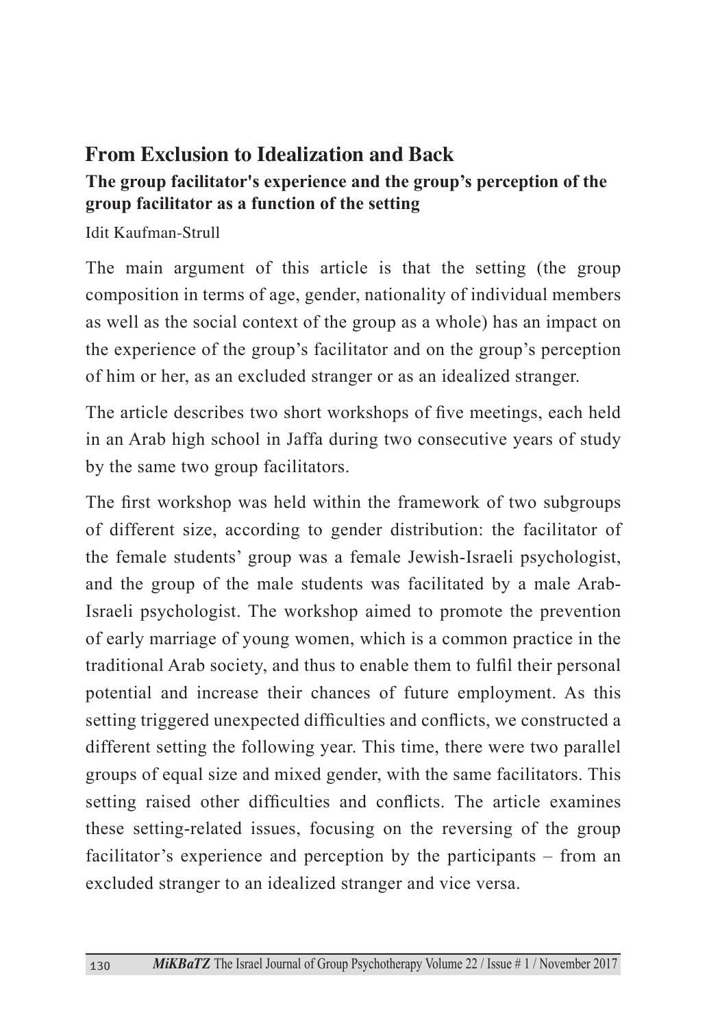# From Exclusion to Idealization and Back

**The group facilitator's experience and the group's perception of the group facilitator as a function of the setting**

Idit Kaufman-Strull

The main argument of this article is that the setting (the group composition in terms of age, gender, nationality of individual members as well as the social context of the group as a whole) has an impact on the experience of the group's facilitator and on the group's perception of him or her, as an excluded stranger or as an idealized stranger.

The article describes two short workshops of five meetings, each held in an Arab high school in Jaffa during two consecutive years of study by the same two group facilitators.

The first workshop was held within the framework of two subgroups of different size, according to gender distribution: the facilitator of the female students' group was a female Jewish-Israeli psychologist, and the group of the male students was facilitated by a male Arab-Israeli psychologist. The workshop aimed to promote the prevention of early marriage of young women, which is a common practice in the traditional Arab society, and thus to enable them to fulfil their personal potential and increase their chances of future employment. As this setting triggered unexpected difficulties and conflicts, we constructed a different setting the following year. This time, there were two parallel groups of equal size and mixed gender, with the same facilitators. This setting raised other difficulties and conflicts. The article examines these setting-related issues, focusing on the reversing of the group facilitator's experience and perception by the participants – from an excluded stranger to an idealized stranger and vice versa.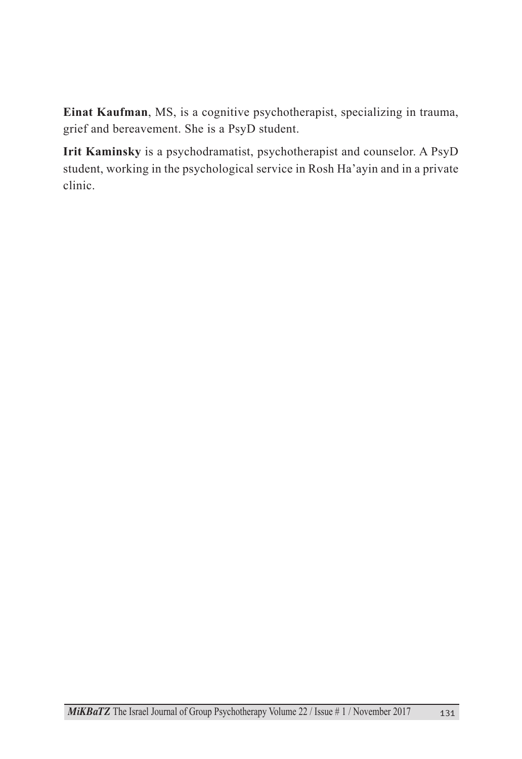**Einat Kaufman**, MS, is a cognitive psychotherapist, specializing in trauma, grief and bereavement. She is a PsyD student.

**Irit Kaminsky** is a psychodramatist, psychotherapist and counselor. A PsyD student, working in the psychological service in Rosh Ha'ayin and in a private clinic.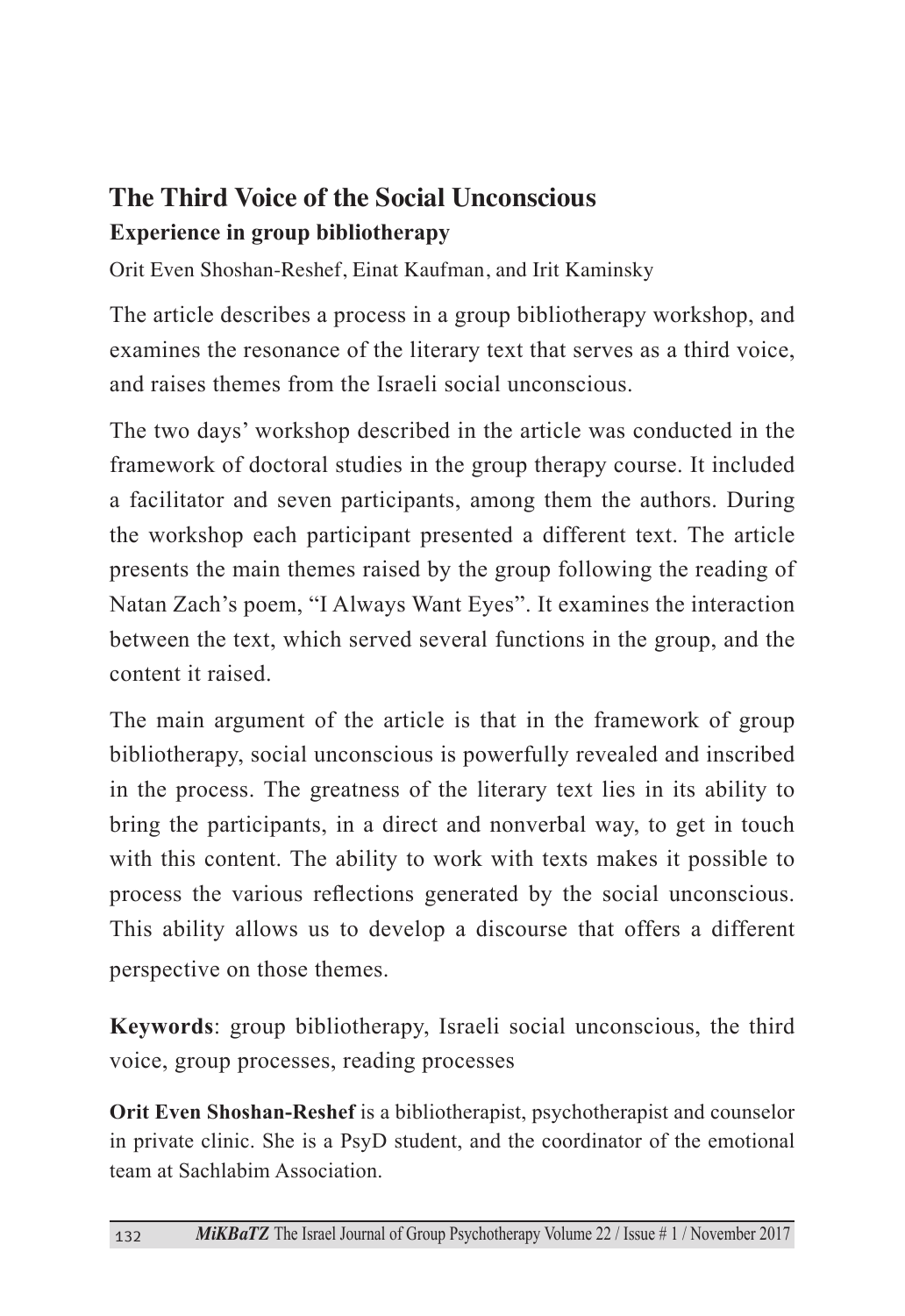# The Third Voice of the Social Unconscious

**Experience in group bibliotherapy**

Orit Even Shoshan-Reshef, Einat Kaufman, and Irit Kaminsky

The article describes a process in a group bibliotherapy workshop, and examines the resonance of the literary text that serves as a third voice, and raises themes from the Israeli social unconscious.

The two days' workshop described in the article was conducted in the framework of doctoral studies in the group therapy course. It included a facilitator and seven participants, among them the authors. During the workshop each participant presented a different text. The article presents the main themes raised by the group following the reading of Natan Zach's poem, "I Always Want Eyes". It examines the interaction between the text, which served several functions in the group, and the content it raised.

The main argument of the article is that in the framework of group bibliotherapy, social unconscious is powerfully revealed and inscribed in the process. The greatness of the literary text lies in its ability to bring the participants, in a direct and nonverbal way, to get in touch with this content. The ability to work with texts makes it possible to process the various reflections generated by the social unconscious. This ability allows us to develop a discourse that offers a different perspective on those themes.

**Keywords**: group bibliotherapy, Israeli social unconscious, the third voice, group processes, reading processes

**Orit Even Shoshan-Reshef** is a bibliotherapist, psychotherapist and counselor in private clinic. She is a PsyD student, and the coordinator of the emotional team at Sachlabim Association.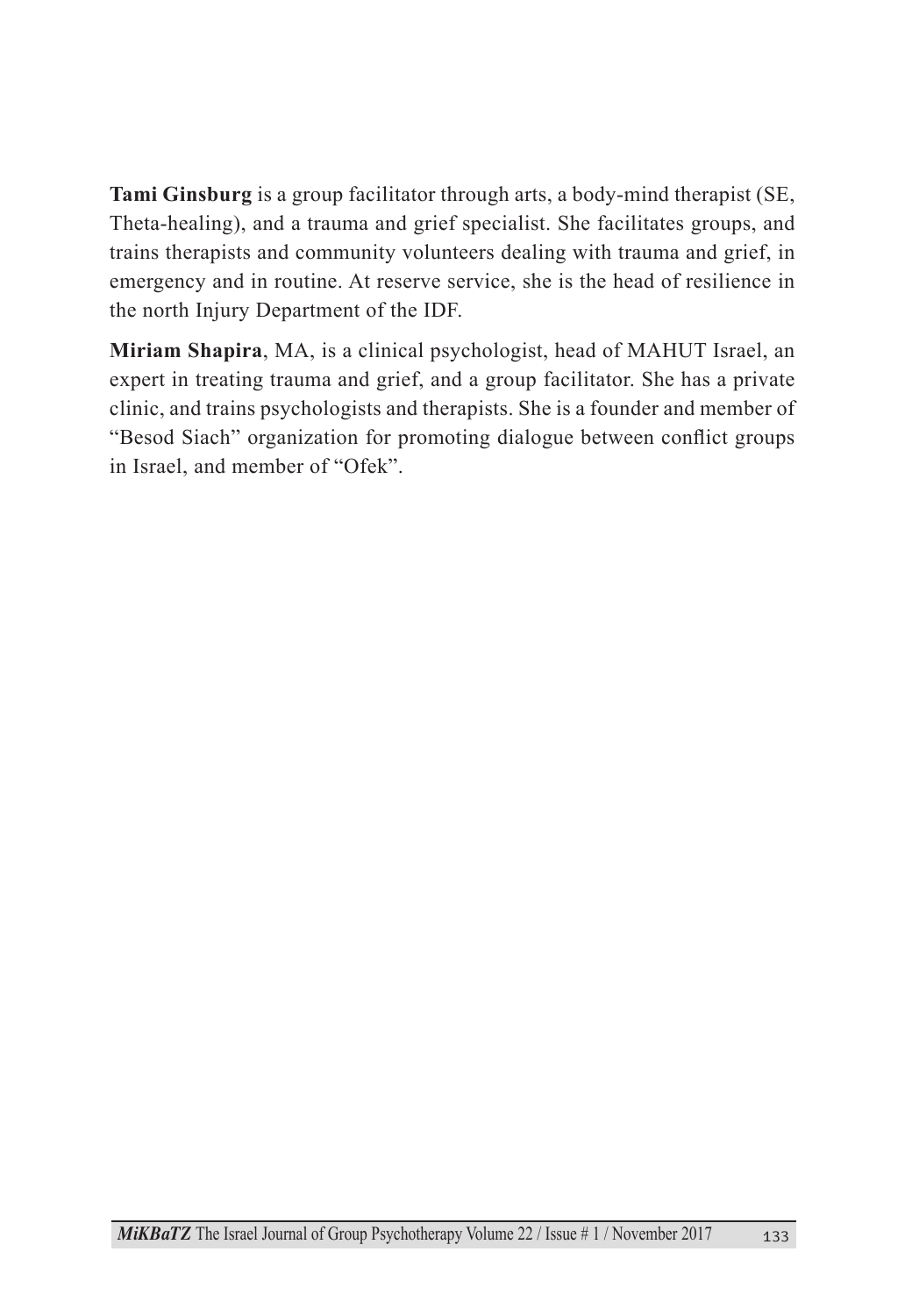**Tami Ginsburg** is a group facilitator through arts, a body-mind therapist (SE, Theta-healing), and a trauma and grief specialist. She facilitates groups, and trains therapists and community volunteers dealing with trauma and grief, in emergency and in routine. At reserve service, she is the head of resilience in the north Injury Department of the IDF.

**Miriam Shapira**, MA, is a clinical psychologist, head of MAHUT Israel, an expert in treating trauma and grief, and a group facilitator. She has a private clinic, and trains psychologists and therapists. She is a founder and member of "Besod Siach" organization for promoting dialogue between conflict groups in Israel, and member of "Ofek".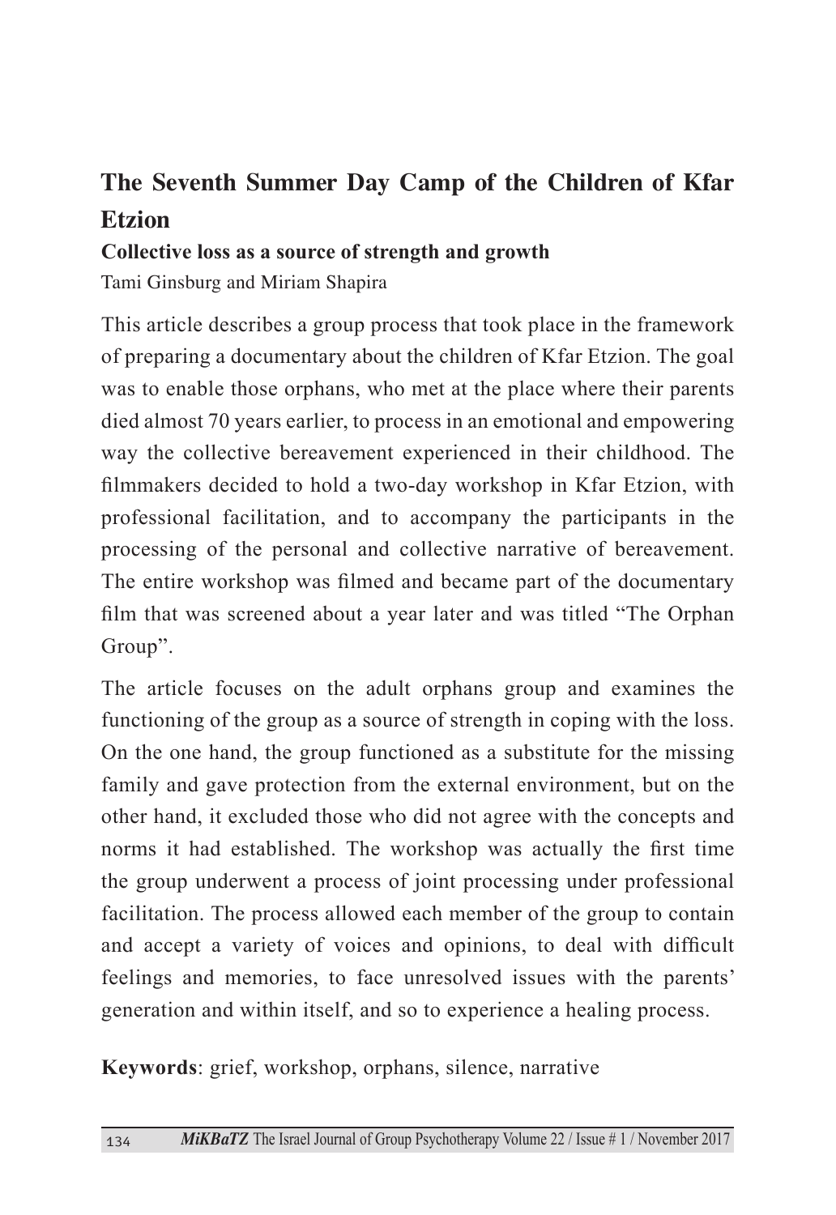# The Seventh Summer Day Camp of the Children of Kfar Etzion

### Collective loss as a source of strength and growth

Tami Ginsburg and Miriam Shapira

This article describes a group process that took place in the framework of preparing a documentary about the children of Kfar Etzion. The goal was to enable those orphans, who met at the place where their parents died almost 70 years earlier, to process in an emotional and empowering way the collective bereavement experienced in their childhood. The filmmakers decided to hold a two-day workshop in Kfar Etzion, with professional facilitation, and to accompany the participants in the processing of the personal and collective narrative of bereavement. The entire workshop was filmed and became part of the documentary film that was screened about a year later and was titled "The Orphan Group".

The article focuses on the adult orphans group and examines the functioning of the group as a source of strength in coping with the loss. On the one hand, the group functioned as a substitute for the missing family and gave protection from the external environment, but on the other hand, it excluded those who did not agree with the concepts and norms it had established. The workshop was actually the first time the group underwent a process of joint processing under professional facilitation. The process allowed each member of the group to contain and accept a variety of voices and opinions, to deal with difficult feelings and memories, to face unresolved issues with the parents' generation and within itself, and so to experience a healing process.

**Keywords**: grief, workshop, orphans, silence, narrative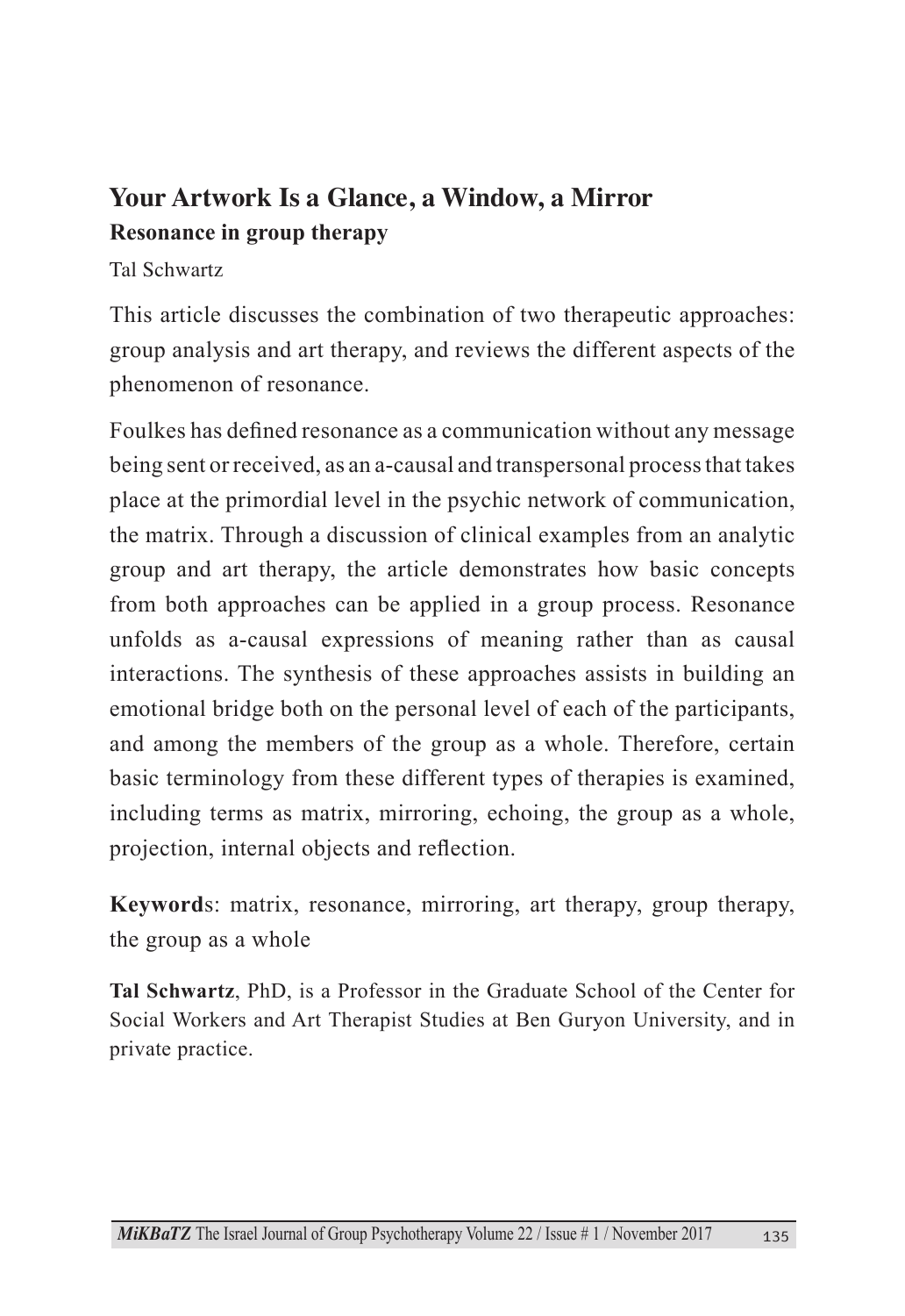# Your Artwork Is a Glance, a Window, a Mirror

### Resonance in group therapy

Tal Schwartz

This article discusses the combination of two therapeutic approaches: group analysis and art therapy, and reviews the different aspects of the phenomenon of resonance.

Foulkes has defined resonance as a communication without any message being sent or received, as an a-causal and transpersonal process that takes place at the primordial level in the psychic network of communication, the matrix. Through a discussion of clinical examples from an analytic group and art therapy, the article demonstrates how basic concepts from both approaches can be applied in a group process. Resonance unfolds as a-causal expressions of meaning rather than as causal interactions. The synthesis of these approaches assists in building an emotional bridge both on the personal level of each of the participants, and among the members of the group as a whole. Therefore, certain basic terminology from these different types of therapies is examined, including terms as matrix, mirroring, echoing, the group as a whole, projection, internal objects and reflection.

**Keywords**: matrix, resonance, mirroring, art therapy, group therapy, the group as a whole

**Tal Schwartz**, PhD, is a Professor in the Graduate School of the Center for Social Workers and Art Therapist Studies at Ben Guryon University, and in private practice.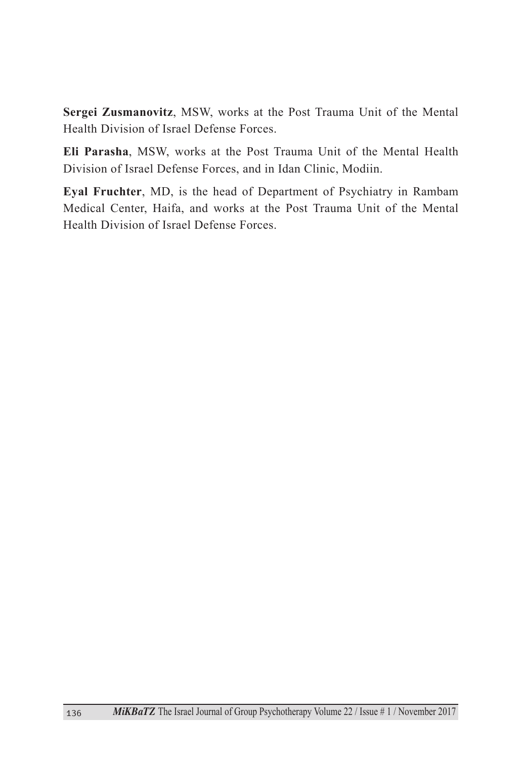**Sergei Zusmanovitz**, MSW, works at the Post Trauma Unit of the Mental Health Division of Israel Defense Forces.

**Eli Parasha**, MSW, works at the Post Trauma Unit of the Mental Health Division of Israel Defense Forces, and in Idan Clinic, Modiin.

**Eyal Fruchter**, MD, is the head of Department of Psychiatry in Rambam Medical Center, Haifa, and works at the Post Trauma Unit of the Mental Health Division of Israel Defense Forces.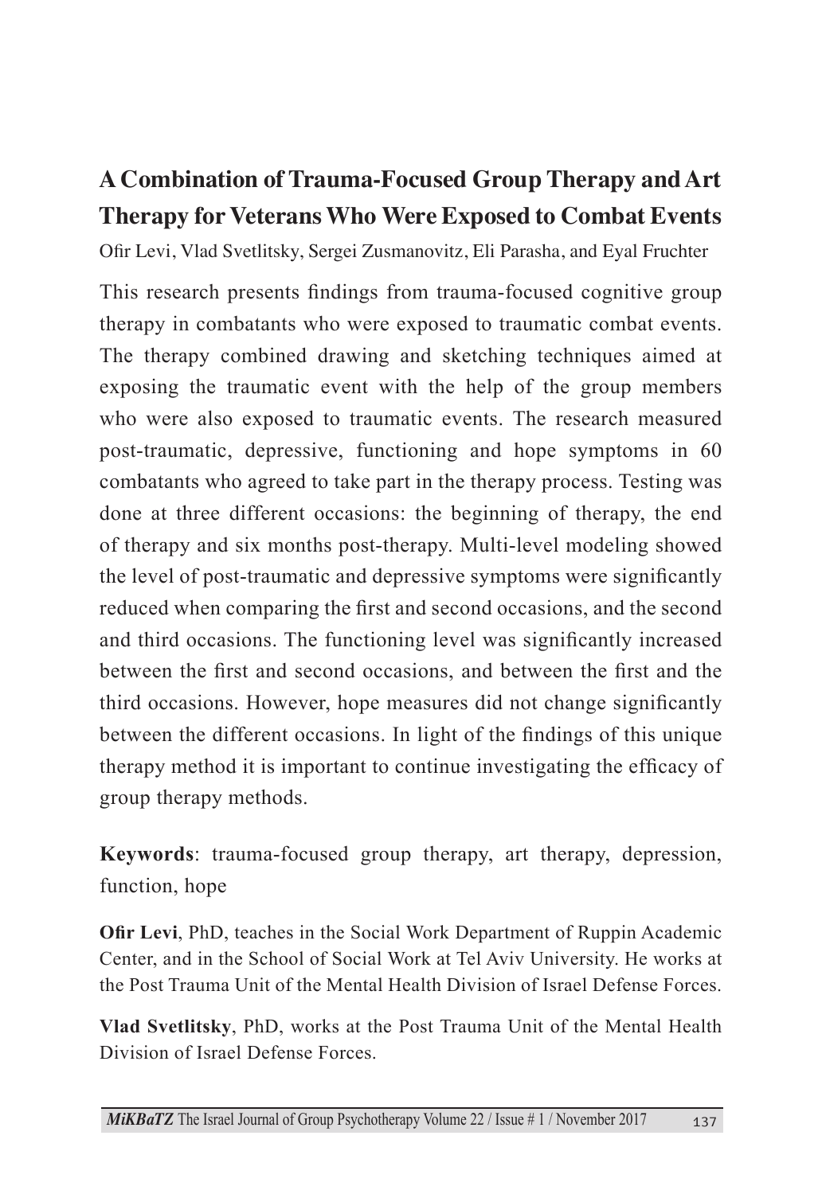# A Combination of Trauma-Focused Group Therapy and Art Therapy for Veterans Who Were Exposed to Combat Events

Ofir Levi, Vlad Svetlitsky, Sergei Zusmanovitz, Eli Parasha, and Eyal Fruchter

This research presents findings from trauma-focused cognitive group therapy in combatants who were exposed to traumatic combat events. The therapy combined drawing and sketching techniques aimed at exposing the traumatic event with the help of the group members who were also exposed to traumatic events. The research measured post-traumatic, depressive, functioning and hope symptoms in 60 combatants who agreed to take part in the therapy process. Testing was done at three different occasions: the beginning of therapy, the end of therapy and six months post-therapy. Multi-level modeling showed the level of post-traumatic and depressive symptoms were significantly reduced when comparing the first and second occasions, and the second and third occasions. The functioning level was significantly increased between the first and second occasions, and between the first and the third occasions. However, hope measures did not change significantly between the different occasions. In light of the findings of this unique therapy method it is important to continue investigating the efficacy of group therapy methods.

**Keywords**: trauma-focused group therapy, art therapy, depression, function, hope

**Ofir Levi**, PhD, teaches in the Social Work Department of Ruppin Academic Center, and in the School of Social Work at Tel Aviv University. He works at the Post Trauma Unit of the Mental Health Division of Israel Defense Forces.

**Vlad Svetlitsky**, PhD, works at the Post Trauma Unit of the Mental Health Division of Israel Defense Forces.